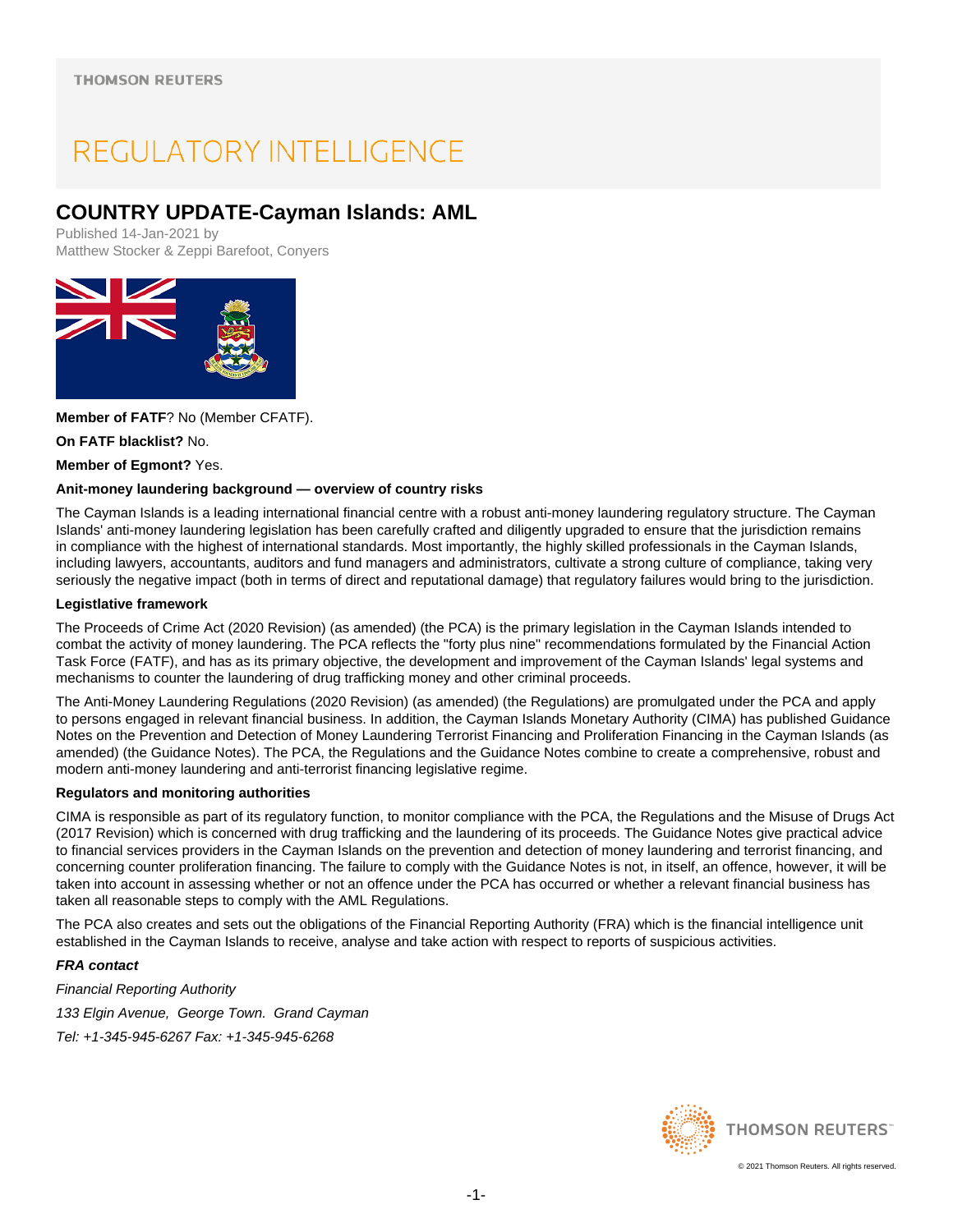THOMSON REUTERS

REGULATORY INTELLIGENCE

# COUNTRY UPDATE-Cayman Islands: AML

Published 14-Jan-2021 by
Matthew Stocker & Zeppi Barefoot, Conyers

**Member of FATF**? No (Member CFATF).

**On FATF blacklist?** No.

**Member of Egmont?** Yes.

**Anit-money laundering background — overview of country risks**

The Cayman Islands is a leading international financial centre with a robust anti-money laundering regulatory structure. The Cayman Islands' anti-money laundering legislation has been carefully crafted and diligently upgraded to ensure that the jurisdiction remains in compliance with the highest of international standards. Most importantly, the highly skilled professionals in the Cayman Islands, including lawyers, accountants, auditors and fund managers and administrators, cultivate a strong culture of compliance, taking very seriously the negative impact (both in terms of direct and reputational damage) that regulatory failures would bring to the jurisdiction.

**Legistlative framework**

The Proceeds of Crime Act (2020 Revision) (as amended) (the PCA) is the primary legislation in the Cayman Islands intended to combat the activity of money laundering. The PCA reflects the "forty plus nine" recommendations formulated by the Financial Action Task Force (FATF), and has as its primary objective, the development and improvement of the Cayman Islands' legal systems and mechanisms to counter the laundering of drug trafficking money and other criminal proceeds.

The Anti-Money Laundering Regulations (2020 Revision) (as amended) (the Regulations) are promulgated under the PCA and apply to persons engaged in relevant financial business. In addition, the Cayman Islands Monetary Authority (CIMA) has published Guidance Notes on the Prevention and Detection of Money Laundering Terrorist Financing and Proliferation Financing in the Cayman Islands (as amended) (the Guidance Notes). The PCA, the Regulations and the Guidance Notes combine to create a comprehensive, robust and modern anti-money laundering and anti-terrorist financing legislative regime.

**Regulators and monitoring authorities**

CIMA is responsible as part of its regulatory function, to monitor compliance with the PCA, the Regulations and the Misuse of Drugs Act (2017 Revision) which is concerned with drug trafficking and the laundering of its proceeds. The Guidance Notes give practical advice to financial services providers in the Cayman Islands on the prevention and detection of money laundering and terrorist financing, and concerning counter proliferation financing. The failure to comply with the Guidance Notes is not, in itself, an offence, however, it will be taken into account in assessing whether or not an offence under the PCA has occurred or whether a relevant financial business has taken all reasonable steps to comply with the AML Regulations.

The PCA also creates and sets out the obligations of the Financial Reporting Authority (FRA) which is the financial intelligence unit established in the Cayman Islands to receive, analyse and take action with respect to reports of suspicious activities.

***FRA contact***

*Financial Reporting Authority*

*133 Elgin Avenue, George Town. Grand Cayman*

*Tel: +1-345-945-6267 Fax: +1-345-945-6268*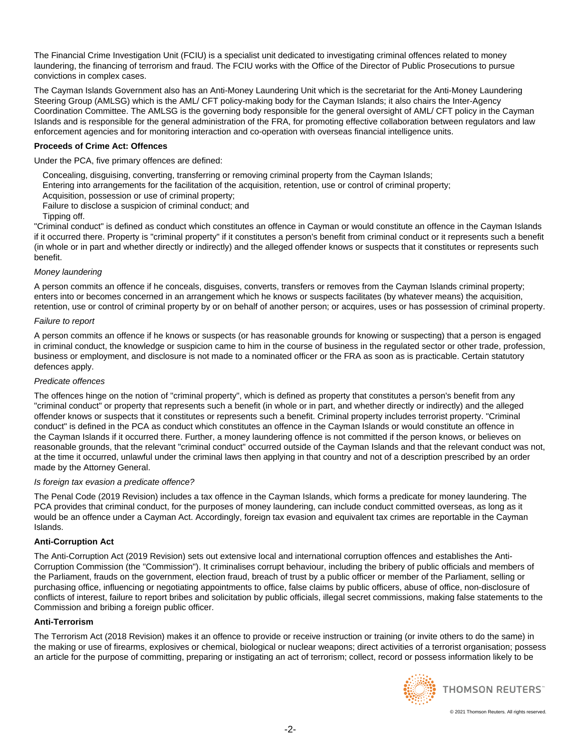The Financial Crime Investigation Unit (FCIU) is a specialist unit dedicated to investigating criminal offences related to money laundering, the financing of terrorism and fraud. The FCIU works with the Office of the Director of Public Prosecutions to pursue convictions in complex cases.

The Cayman Islands Government also has an Anti-Money Laundering Unit which is the secretariat for the Anti-Money Laundering Steering Group (AMLSG) which is the AML/ CFT policy-making body for the Cayman Islands; it also chairs the Inter-Agency Coordination Committee. The AMLSG is the governing body responsible for the general oversight of AML/ CFT policy in the Cayman Islands and is responsible for the general administration of the FRA, for promoting effective collaboration between regulators and law enforcement agencies and for monitoring interaction and co-operation with overseas financial intelligence units.

**Proceeds of Crime Act: Offences**

Under the PCA, five primary offences are defined:

- Concealing, disguising, converting, transferring or removing criminal property from the Cayman Islands;
- Entering into arrangements for the facilitation of the acquisition, retention, use or control of criminal property;
- Acquisition, possession or use of criminal property;
- Failure to disclose a suspicion of criminal conduct; and
- Tipping off.

"Criminal conduct" is defined as conduct which constitutes an offence in Cayman or would constitute an offence in the Cayman Islands if it occurred there. Property is "criminal property" if it constitutes a person's benefit from criminal conduct or it represents such a benefit (in whole or in part and whether directly or indirectly) and the alleged offender knows or suspects that it constitutes or represents such benefit.

*Money laundering*

A person commits an offence if he conceals, disguises, converts, transfers or removes from the Cayman Islands criminal property; enters into or becomes concerned in an arrangement which he knows or suspects facilitates (by whatever means) the acquisition, retention, use or control of criminal property by or on behalf of another person; or acquires, uses or has possession of criminal property.

*Failure to report*

A person commits an offence if he knows or suspects (or has reasonable grounds for knowing or suspecting) that a person is engaged in criminal conduct, the knowledge or suspicion came to him in the course of business in the regulated sector or other trade, profession, business or employment, and disclosure is not made to a nominated officer or the FRA as soon as is practicable. Certain statutory defences apply.

*Predicate offences*

The offences hinge on the notion of "criminal property", which is defined as property that constitutes a person's benefit from any "criminal conduct" or property that represents such a benefit (in whole or in part, and whether directly or indirectly) and the alleged offender knows or suspects that it constitutes or represents such a benefit. Criminal property includes terrorist property. "Criminal conduct" is defined in the PCA as conduct which constitutes an offence in the Cayman Islands or would constitute an offence in the Cayman Islands if it occurred there. Further, a money laundering offence is not committed if the person knows, or believes on reasonable grounds, that the relevant "criminal conduct" occurred outside of the Cayman Islands and that the relevant conduct was not, at the time it occurred, unlawful under the criminal laws then applying in that country and not of a description prescribed by an order made by the Attorney General.

*Is foreign tax evasion a predicate offence?*

The Penal Code (2019 Revision) includes a tax offence in the Cayman Islands, which forms a predicate for money laundering. The PCA provides that criminal conduct, for the purposes of money laundering, can include conduct committed overseas, as long as it would be an offence under a Cayman Act. Accordingly, foreign tax evasion and equivalent tax crimes are reportable in the Cayman Islands.

**Anti-Corruption Act**

The Anti-Corruption Act (2019 Revision) sets out extensive local and international corruption offences and establishes the Anti-Corruption Commission (the "Commission"). It criminalises corrupt behaviour, including the bribery of public officials and members of the Parliament, frauds on the government, election fraud, breach of trust by a public officer or member of the Parliament, selling or purchasing office, influencing or negotiating appointments to office, false claims by public officers, abuse of office, non-disclosure of conflicts of interest, failure to report bribes and solicitation by public officials, illegal secret commissions, making false statements to the Commission and bribing a foreign public officer.

**Anti-Terrorism**

The Terrorism Act (2018 Revision) makes it an offence to provide or receive instruction or training (or invite others to do the same) in the making or use of firearms, explosives or chemical, biological or nuclear weapons; direct activities of a terrorist organisation; possess an article for the purpose of committing, preparing or instigating an act of terrorism; collect, record or possess information likely to be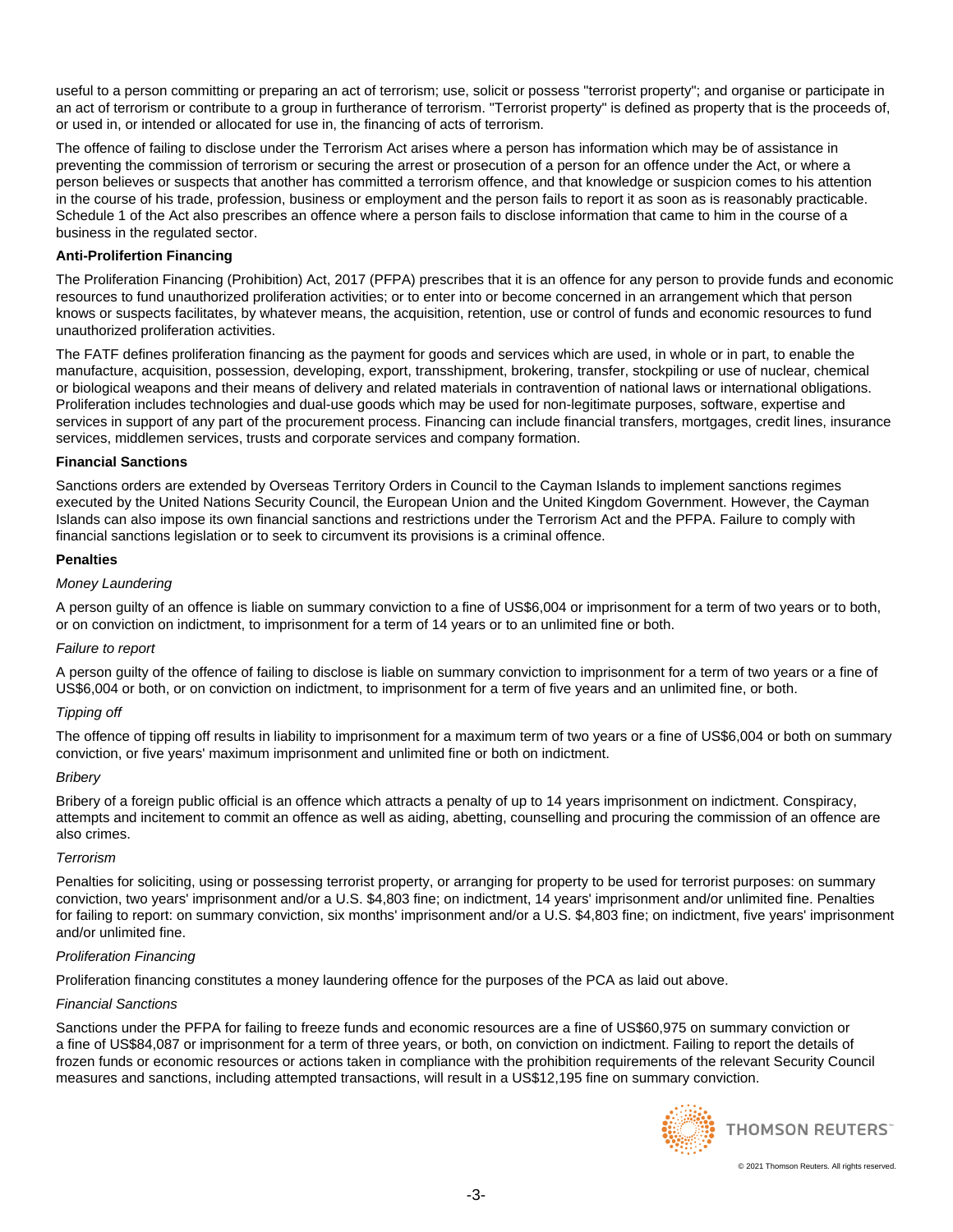useful to a person committing or preparing an act of terrorism; use, solicit or possess "terrorist property"; and organise or participate in an act of terrorism or contribute to a group in furtherance of terrorism. "Terrorist property" is defined as property that is the proceeds of, or used in, or intended or allocated for use in, the financing of acts of terrorism.

The offence of failing to disclose under the Terrorism Act arises where a person has information which may be of assistance in preventing the commission of terrorism or securing the arrest or prosecution of a person for an offence under the Act, or where a person believes or suspects that another has committed a terrorism offence, and that knowledge or suspicion comes to his attention in the course of his trade, profession, business or employment and the person fails to report it as soon as is reasonably practicable. Schedule 1 of the Act also prescribes an offence where a person fails to disclose information that came to him in the course of a business in the regulated sector.

**Anti-Prolifertion Financing**

The Proliferation Financing (Prohibition) Act, 2017 (PFPA) prescribes that it is an offence for any person to provide funds and economic resources to fund unauthorized proliferation activities; or to enter into or become concerned in an arrangement which that person knows or suspects facilitates, by whatever means, the acquisition, retention, use or control of funds and economic resources to fund unauthorized proliferation activities.

The FATF defines proliferation financing as the payment for goods and services which are used, in whole or in part, to enable the manufacture, acquisition, possession, developing, export, transshipment, brokering, transfer, stockpiling or use of nuclear, chemical or biological weapons and their means of delivery and related materials in contravention of national laws or international obligations. Proliferation includes technologies and dual-use goods which may be used for non-legitimate purposes, software, expertise and services in support of any part of the procurement process. Financing can include financial transfers, mortgages, credit lines, insurance services, middlemen services, trusts and corporate services and company formation.

**Financial Sanctions**

Sanctions orders are extended by Overseas Territory Orders in Council to the Cayman Islands to implement sanctions regimes executed by the United Nations Security Council, the European Union and the United Kingdom Government. However, the Cayman Islands can also impose its own financial sanctions and restrictions under the Terrorism Act and the PFPA. Failure to comply with financial sanctions legislation or to seek to circumvent its provisions is a criminal offence.

**Penalties**

*Money Laundering*

A person guilty of an offence is liable on summary conviction to a fine of US$6,004 or imprisonment for a term of two years or to both, or on conviction on indictment, to imprisonment for a term of 14 years or to an unlimited fine or both.

*Failure to report*

A person guilty of the offence of failing to disclose is liable on summary conviction to imprisonment for a term of two years or a fine of US$6,004 or both, or on conviction on indictment, to imprisonment for a term of five years and an unlimited fine, or both.

*Tipping off*

The offence of tipping off results in liability to imprisonment for a maximum term of two years or a fine of US$6,004 or both on summary conviction, or five years' maximum imprisonment and unlimited fine or both on indictment.

*Bribery*

Bribery of a foreign public official is an offence which attracts a penalty of up to 14 years imprisonment on indictment. Conspiracy, attempts and incitement to commit an offence as well as aiding, abetting, counselling and procuring the commission of an offence are also crimes.

*Terrorism*

Penalties for soliciting, using or possessing terrorist property, or arranging for property to be used for terrorist purposes: on summary conviction, two years' imprisonment and/or a U.S. $4,803 fine; on indictment, 14 years' imprisonment and/or unlimited fine. Penalties for failing to report: on summary conviction, six months' imprisonment and/or a U.S. $4,803 fine; on indictment, five years' imprisonment and/or unlimited fine.

*Proliferation Financing*

Proliferation financing constitutes a money laundering offence for the purposes of the PCA as laid out above.

*Financial Sanctions*

Sanctions under the PFPA for failing to freeze funds and economic resources are a fine of US$60,975 on summary conviction or a fine of US$84,087 or imprisonment for a term of three years, or both, on conviction on indictment. Failing to report the details of frozen funds or economic resources or actions taken in compliance with the prohibition requirements of the relevant Security Council measures and sanctions, including attempted transactions, will result in a US$12,195 fine on summary conviction.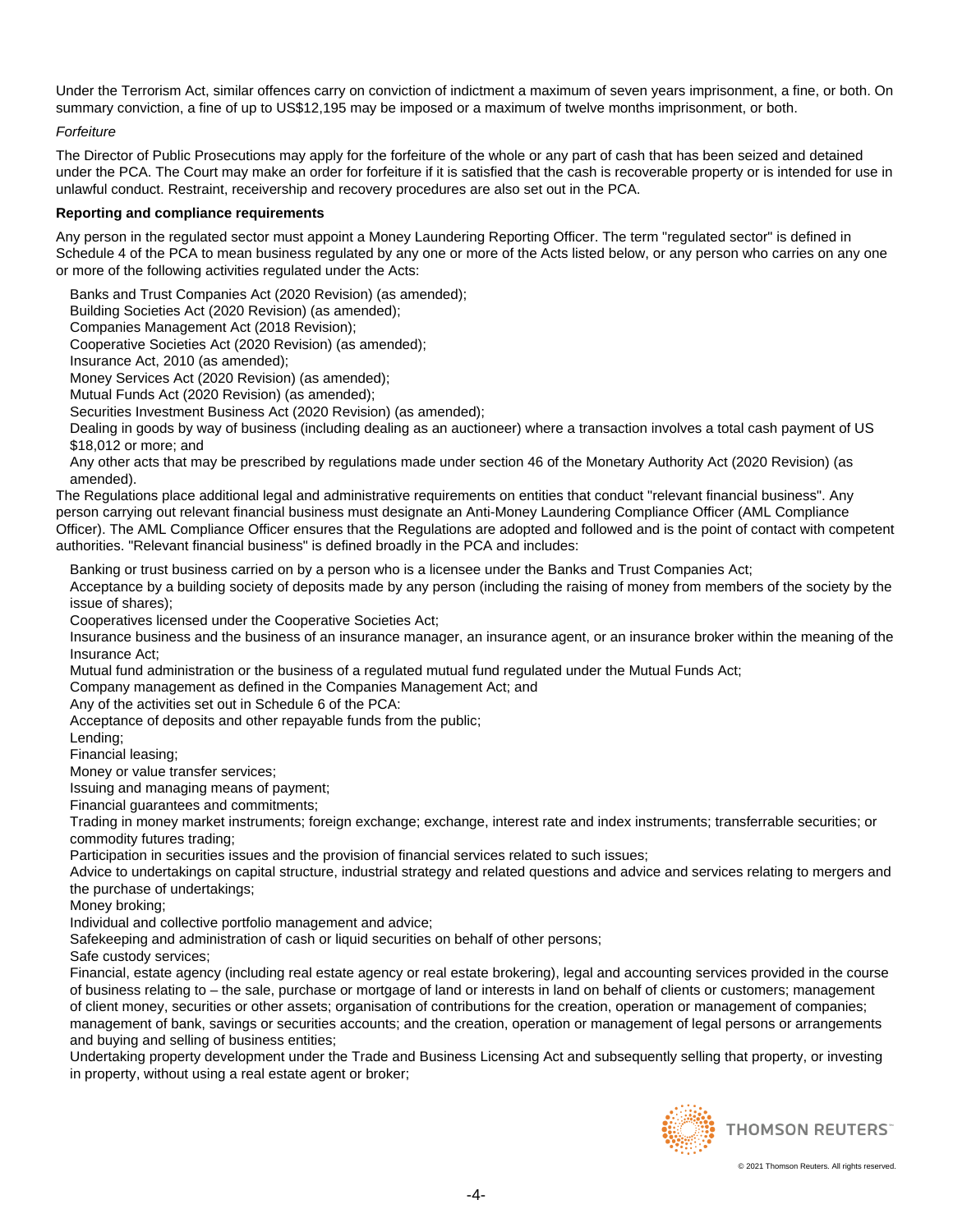Under the Terrorism Act, similar offences carry on conviction of indictment a maximum of seven years imprisonment, a fine, or both. On summary conviction, a fine of up to US$12,195 may be imposed or a maximum of twelve months imprisonment, or both.

*Forfeiture*

The Director of Public Prosecutions may apply for the forfeiture of the whole or any part of cash that has been seized and detained under the PCA. The Court may make an order for forfeiture if it is satisfied that the cash is recoverable property or is intended for use in unlawful conduct. Restraint, receivership and recovery procedures are also set out in the PCA.

**Reporting and compliance requirements**

Any person in the regulated sector must appoint a Money Laundering Reporting Officer. The term "regulated sector" is defined in Schedule 4 of the PCA to mean business regulated by any one or more of the Acts listed below, or any person who carries on any one or more of the following activities regulated under the Acts:

- Banks and Trust Companies Act (2020 Revision) (as amended);
- Building Societies Act (2020 Revision) (as amended);
- Companies Management Act (2018 Revision);
- Cooperative Societies Act (2020 Revision) (as amended);
- Insurance Act, 2010 (as amended);
- Money Services Act (2020 Revision) (as amended);
- Mutual Funds Act (2020 Revision) (as amended);
- Securities Investment Business Act (2020 Revision) (as amended);
- Dealing in goods by way of business (including dealing as an auctioneer) where a transaction involves a total cash payment of US $18,012 or more; and
- Any other acts that may be prescribed by regulations made under section 46 of the Monetary Authority Act (2020 Revision) (as amended).

The Regulations place additional legal and administrative requirements on entities that conduct "relevant financial business". Any person carrying out relevant financial business must designate an Anti-Money Laundering Compliance Officer (AML Compliance Officer). The AML Compliance Officer ensures that the Regulations are adopted and followed and is the point of contact with competent authorities. "Relevant financial business" is defined broadly in the PCA and includes:

- Banking or trust business carried on by a person who is a licensee under the Banks and Trust Companies Act;
- Acceptance by a building society of deposits made by any person (including the raising of money from members of the society by the issue of shares);
- Cooperatives licensed under the Cooperative Societies Act;
- Insurance business and the business of an insurance manager, an insurance agent, or an insurance broker within the meaning of the Insurance Act;
- Mutual fund administration or the business of a regulated mutual fund regulated under the Mutual Funds Act;
- Company management as defined in the Companies Management Act; and
- Any of the activities set out in Schedule 6 of the PCA:
- Acceptance of deposits and other repayable funds from the public;
- Lending;
- Financial leasing;
- Money or value transfer services;
- Issuing and managing means of payment;
- Financial guarantees and commitments;
- Trading in money market instruments; foreign exchange; exchange, interest rate and index instruments; transferrable securities; or commodity futures trading;
- Participation in securities issues and the provision of financial services related to such issues;
- Advice to undertakings on capital structure, industrial strategy and related questions and advice and services relating to mergers and the purchase of undertakings;
- Money broking;
- Individual and collective portfolio management and advice;
- Safekeeping and administration of cash or liquid securities on behalf of other persons;
- Safe custody services;
- Financial, estate agency (including real estate agency or real estate brokering), legal and accounting services provided in the course of business relating to – the sale, purchase or mortgage of land or interests in land on behalf of clients or customers; management of client money, securities or other assets; organisation of contributions for the creation, operation or management of companies; management of bank, savings or securities accounts; and the creation, operation or management of legal persons or arrangements and buying and selling of business entities;
- Undertaking property development under the Trade and Business Licensing Act and subsequently selling that property, or investing in property, without using a real estate agent or broker;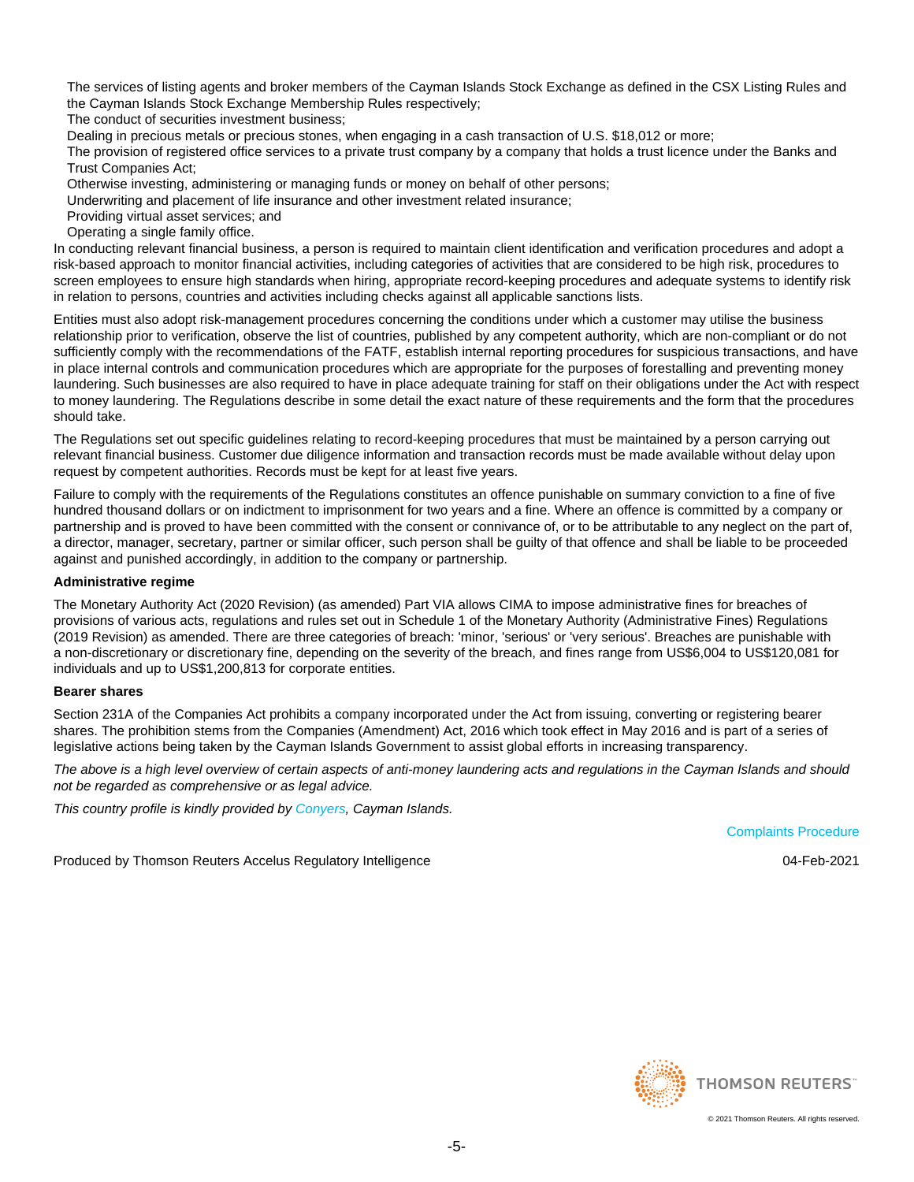- The services of listing agents and broker members of the Cayman Islands Stock Exchange as defined in the CSX Listing Rules and the Cayman Islands Stock Exchange Membership Rules respectively;
- The conduct of securities investment business;
- Dealing in precious metals or precious stones, when engaging in a cash transaction of U.S. $18,012 or more;
- The provision of registered office services to a private trust company by a company that holds a trust licence under the Banks and Trust Companies Act;
- Otherwise investing, administering or managing funds or money on behalf of other persons;
- Underwriting and placement of life insurance and other investment related insurance;
- Providing virtual asset services; and
- Operating a single family office.

In conducting relevant financial business, a person is required to maintain client identification and verification procedures and adopt a risk-based approach to monitor financial activities, including categories of activities that are considered to be high risk, procedures to screen employees to ensure high standards when hiring, appropriate record-keeping procedures and adequate systems to identify risk in relation to persons, countries and activities including checks against all applicable sanctions lists.

Entities must also adopt risk-management procedures concerning the conditions under which a customer may utilise the business relationship prior to verification, observe the list of countries, published by any competent authority, which are non-compliant or do not sufficiently comply with the recommendations of the FATF, establish internal reporting procedures for suspicious transactions, and have in place internal controls and communication procedures which are appropriate for the purposes of forestalling and preventing money laundering. Such businesses are also required to have in place adequate training for staff on their obligations under the Act with respect to money laundering. The Regulations describe in some detail the exact nature of these requirements and the form that the procedures should take.

The Regulations set out specific guidelines relating to record-keeping procedures that must be maintained by a person carrying out relevant financial business. Customer due diligence information and transaction records must be made available without delay upon request by competent authorities. Records must be kept for at least five years.

Failure to comply with the requirements of the Regulations constitutes an offence punishable on summary conviction to a fine of five hundred thousand dollars or on indictment to imprisonment for two years and a fine. Where an offence is committed by a company or partnership and is proved to have been committed with the consent or connivance of, or to be attributable to any neglect on the part of, a director, manager, secretary, partner or similar officer, such person shall be guilty of that offence and shall be liable to be proceeded against and punished accordingly, in addition to the company or partnership.

**Administrative regime**

The Monetary Authority Act (2020 Revision) (as amended) Part VIA allows CIMA to impose administrative fines for breaches of provisions of various acts, regulations and rules set out in Schedule 1 of the Monetary Authority (Administrative Fines) Regulations (2019 Revision) as amended. There are three categories of breach: 'minor, 'serious' or 'very serious'. Breaches are punishable with a non-discretionary or discretionary fine, depending on the severity of the breach, and fines range from US$6,004 to US$120,081 for individuals and up to US$1,200,813 for corporate entities.

**Bearer shares**

Section 231A of the Companies Act prohibits a company incorporated under the Act from issuing, converting or registering bearer shares. The prohibition stems from the Companies (Amendment) Act, 2016 which took effect in May 2016 and is part of a series of legislative actions being taken by the Cayman Islands Government to assist global efforts in increasing transparency.

*The above is a high level overview of certain aspects of anti-money laundering acts and regulations in the Cayman Islands and should not be regarded as comprehensive or as legal advice.*

*This country profile is kindly provided by Conyers, Cayman Islands.*

Complaints Procedure

Produced by Thomson Reuters Accelus Regulatory Intelligence 04-Feb-2021